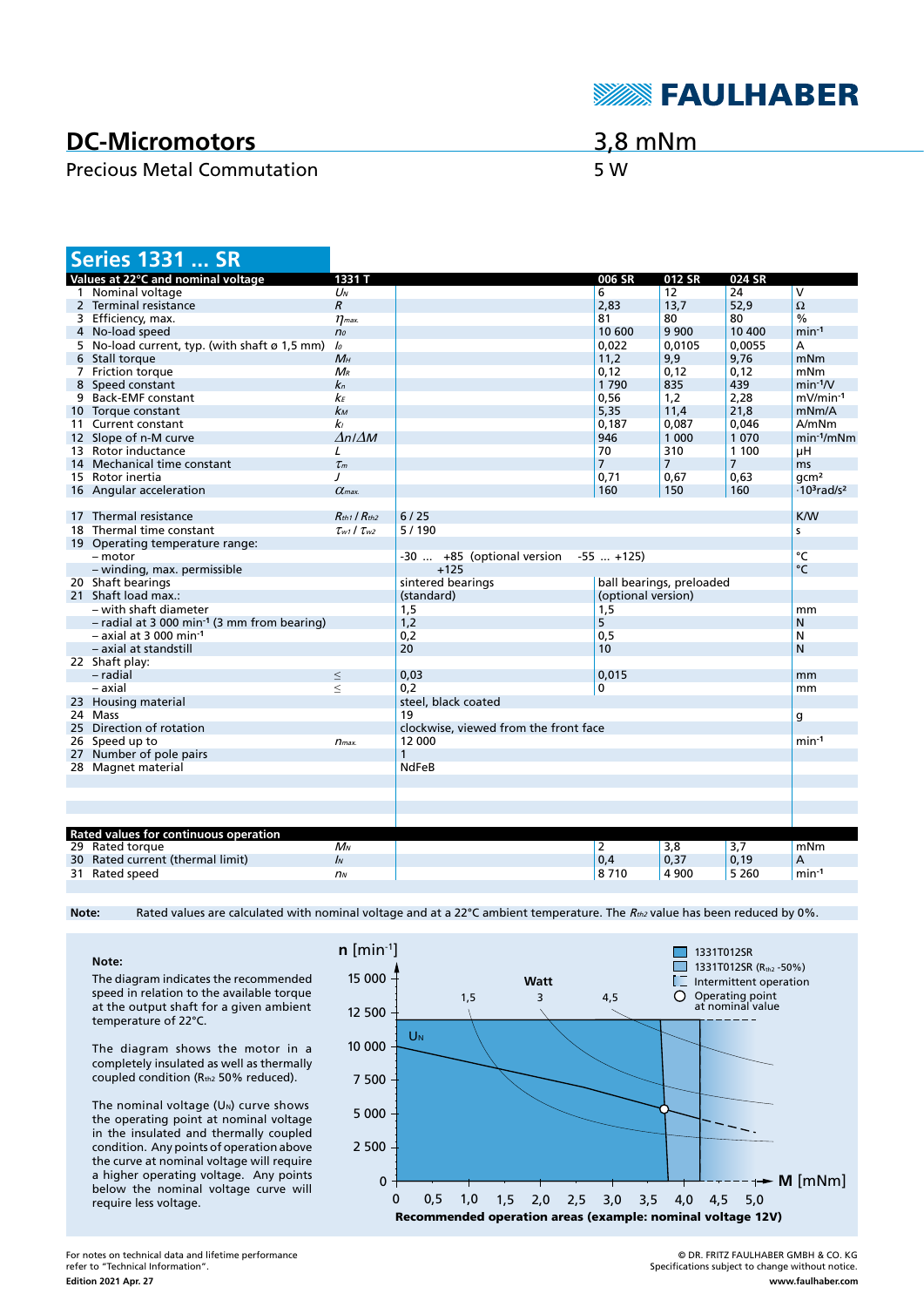# DC-Micromotors

Precious Metal Commutation

3,8 mNm

5 W

## Series 1331 ... SR

| | Values at 22°C and nominal voltage | 1331 T | | 006 SR | 012 SR | 024 SR | |
|---|---|---|---|---|---|---|---|
| 1 | Nominal voltage | $U_N$ | | 6 | 12 | 24 | V |
| 2 | Terminal resistance | $R$ | | 2,83 | 13,7 | 52,9 | Ω |
| 3 | Efficiency, max. | $\eta_{max.}$ | | 81 | 80 | 80 | % |
| 4 | No-load speed | $n_0$ | | 10 600 | 9 900 | 10 400 | $min^{-1}$ |
| 5 | No-load current, typ. (with shaft ø 1,5 mm) | $I_0$ | | 0,022 | 0,0105 | 0,0055 | A |
| 6 | Stall torque | $M_H$ | | 11,2 | 9,9 | 9,76 | mNm |
| 7 | Friction torque | $M_R$ | | 0,12 | 0,12 | 0,12 | mNm |
| 8 | Speed constant | $k_n$ | | 1 790 | 835 | 439 | $min^{-1}/V$ |
| 9 | Back-EMF constant | $k_E$ | | 0,56 | 1,2 | 2,28 | $mV/min^{-1}$ |
| 10 | Torque constant | $k_M$ | | 5,35 | 11,4 | 21,8 | mNm/A |
| 11 | Current constant | $k_I$ | | 0,187 | 0,087 | 0,046 | A/mNm |
| 12 | Slope of n-M curve | $\Delta n/\Delta M$ | | 946 | 1 000 | 1 070 | $min^{-1}/mNm$ |
| 13 | Rotor inductance | $L$ | | 70 | 310 | 1 100 | µH |
| 14 | Mechanical time constant | $\tau_m$ | | 7 | 7 | 7 | ms |
| 15 | Rotor inertia | $J$ | | 0,71 | 0,67 | 0,63 | gcm² |
| 16 | Angular acceleration | $\alpha_{max.}$ | | 160 | 150 | 160 | $\cdot 10^3 rad/s^2$ |
| | | | | | | | |
| 17 | Thermal resistance | $R_{th1}$ / $R_{th2}$ | 6 / 25 | | | | K/W |
| 18 | Thermal time constant | $\tau_{w1}$ / $\tau_{w2}$ | 5 / 190 | | | | s |
| 19 | Operating temperature range: | | | | | | |
| | – motor | | -30 ... +85 (optional version -55 ... +125) | | | | °C |
| | – winding, max. permissible | | +125 | | | | °C |
| 20 | Shaft bearings | | sintered bearings | ball bearings, preloaded | | | |
| 21 | Shaft load max.: | | (standard) | (optional version) | | | |
| | – with shaft diameter | | 1,5 | 1,5 | | | mm |
| | – radial at 3 000 $min^{-1}$ (3 mm from bearing) | | 1,2 | 5 | | | N |
| | – axial at 3 000 $min^{-1}$ | | 0,2 | 0,5 | | | N |
| | – axial at standstill | | 20 | 10 | | | N |
| 22 | Shaft play: | | | | | | |
| | – radial | ≤ | 0,03 | 0,015 | | | mm |
| | – axial | ≤ | 0,2 | 0 | | | mm |
| 23 | Housing material | | steel, black coated | | | | |
| 24 | Mass | | 19 | | | | g |
| 25 | Direction of rotation | | clockwise, viewed from the front face | | | | |
| 26 | Speed up to | $n_{max.}$ | 12 000 | | | | $min^{-1}$ |
| 27 | Number of pole pairs | | 1 | | | | |
| 28 | Magnet material | | NdFeB | | | | |

| | Rated values for continuous operation | | | | | | |
|---|---|---|---|---|---|---|---|
| 29 | Rated torque | $M_N$ | | 2 | 3,8 | 3,7 | mNm |
| 30 | Rated current (thermal limit) | $I_N$ | | 0,4 | 0,37 | 0,19 | A |
| 31 | Rated speed | $n_N$ | | 8 710 | 4 900 | 5 260 | $min^{-1}$ |

**Note:** Rated values are calculated with nominal voltage and at a 22°C ambient temperature. The $R_{th2}$ value has been reduced by 0%.

**Note:**

The diagram indicates the recommended speed in relation to the available torque at the output shaft for a given ambient temperature of 22°C.

The diagram shows the motor in a completely insulated as well as thermally coupled condition ($R_{th2}$ 50% reduced).

The nominal voltage ($U_N$) curve shows the operating point at nominal voltage in the insulated and thermally coupled condition. Any points of operation above the curve at nominal voltage will require a higher operating voltage. Any points below the nominal voltage curve will require less voltage.

**Recommended operation areas (example: nominal voltage 12V)**

For notes on technical data and lifetime performance refer to "Technical Information".

Edition 2021 Apr. 27

© DR. FRITZ FAULHABER GMBH & CO. KG
Specifications subject to change without notice.
www.faulhaber.com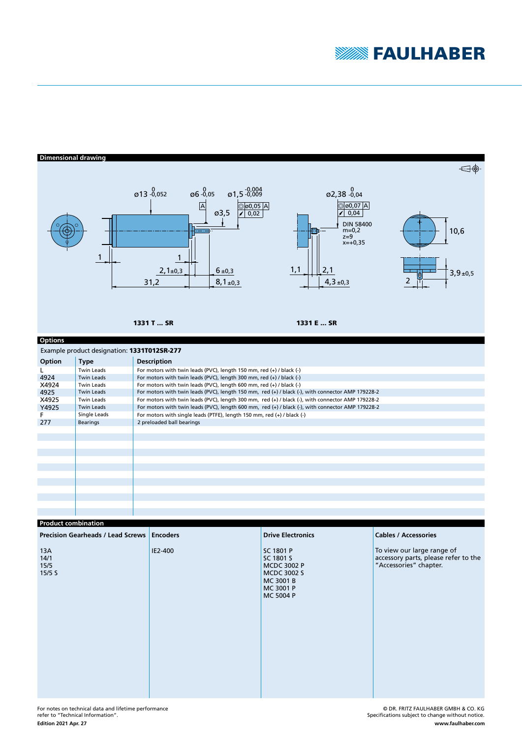## Dimensional drawing

ø13 $^{0}_{-0,052}$

ø6 $^{0}_{-0,05}$

ø1,5 $^{-0,004}_{-0,009}$

A

ø0,05 A

0,02

ø3,5

1

1

2,1±0,3

6±0,3

31,2

8,1±0,3

ø2,38 $^{0}_{-0,04}$

ø0,07 A

0,04

DIN 58400
m=0,2
z=9
x=+0,35

1,1

2,1

4,3±0,3

10,6

3,9±0,5

2

**1331 T ... SR**

**1331 E ... SR**

## Options

Example product designation: **1331T012SR-277**

| Option | Type | Description |
|---|---|---|
| L | Twin Leads | For motors with twin leads (PVC), length 150 mm, red (+) / black (-) |
| 4924 | Twin Leads | For motors with twin leads (PVC), length 300 mm, red (+) / black (-) |
| X4924 | Twin Leads | For motors with twin leads (PVC), length 600 mm, red (+) / black (-) |
| 4925 | Twin Leads | For motors with twin leads (PVC), length 150 mm, red (+) / black (-), with connector AMP 179228-2 |
| X4925 | Twin Leads | For motors with twin leads (PVC), length 300 mm, red (+) / black (-), with connector AMP 179228-2 |
| Y4925 | Twin Leads | For motors with twin leads (PVC), length 600 mm, red (+) / black (-), with connector AMP 179228-2 |
| F | Single Leads | For motors with single leads (PTFE), length 150 mm, red (+) / black (-) |
| 277 | Bearings | 2 preloaded ball bearings |

## Product combination

| Precision Gearheads / Lead Screws | Encoders | Drive Electronics | Cables / Accessories |
|---|---|---|---|
| 13A<br>14/1<br>15/5<br>15/5 S | IE2-400 | SC 1801 P<br>SC 1801 S<br>MCDC 3002 P<br>MCDC 3002 S<br>MC 3001 B<br>MC 3001 P<br>MC 5004 P | To view our large range of accessory parts, please refer to the "Accessories" chapter. |

For notes on technical data and lifetime performance refer to "Technical Information".

**Edition 2021 Apr. 27**

© DR. FRITZ FAULHABER GMBH & CO. KG
Specifications subject to change without notice.
**www.faulhaber.com**